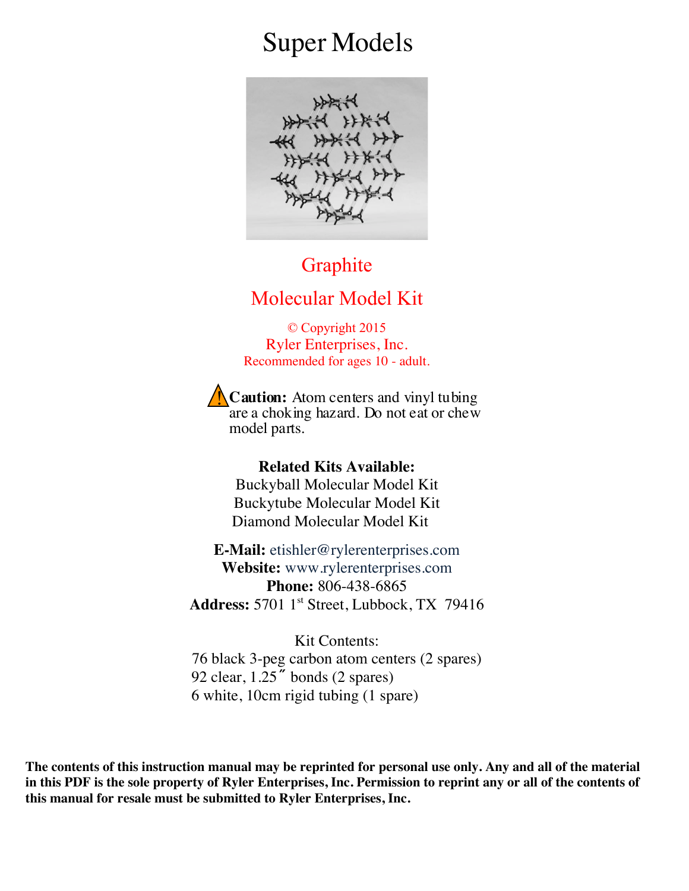# Super Models

## Graphite

## Molecular Model Kit

© Copyright 2015

Ryler Enterprises, Inc.

Recommended for ages 10 - adult.

⚠ **Caution:** Atom centers and vinyl tubing are a choking hazard. Do not eat or chew model parts.

**Related Kits Available:**

Buckyball Molecular Model Kit

Buckytube Molecular Model Kit

Diamond Molecular Model Kit

**E-Mail:** etishler@rylerenterprises.com

**Website:** www.rylerenterprises.com

**Phone:** 806-438-6865

**Address:** 5701 1st Street, Lubbock, TX 79416

Kit Contents:

76 black 3-peg carbon atom centers (2 spares)

92 clear, 1.25″ bonds (2 spares)

6 white, 10cm rigid tubing (1 spare)

**The contents of this instruction manual may be reprinted for personal use only. Any and all of the material in this PDF is the sole property of Ryler Enterprises, Inc. Permission to reprint any or all of the contents of this manual for resale must be submitted to Ryler Enterprises, Inc.**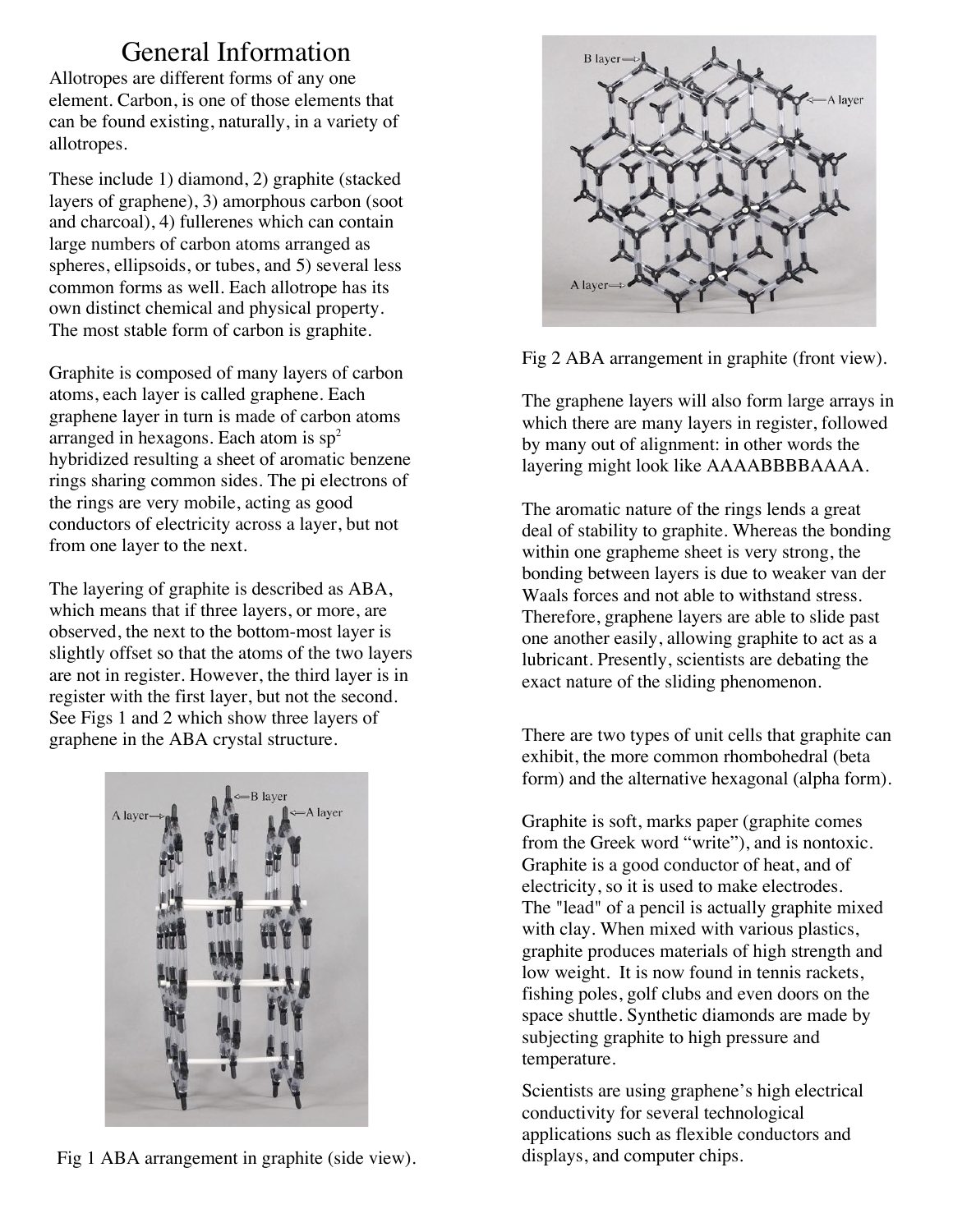# General Information

Allotropes are different forms of any one element. Carbon, is one of those elements that can be found existing, naturally, in a variety of allotropes.

These include 1) diamond, 2) graphite (stacked layers of graphene), 3) amorphous carbon (soot and charcoal), 4) fullerenes which can contain large numbers of carbon atoms arranged as spheres, ellipsoids, or tubes, and 5) several less common forms as well. Each allotrope has its own distinct chemical and physical property. The most stable form of carbon is graphite.

Graphite is composed of many layers of carbon atoms, each layer is called graphene. Each graphene layer in turn is made of carbon atoms arranged in hexagons. Each atom is $sp^2$ hybridized resulting a sheet of aromatic benzene rings sharing common sides. The pi electrons of the rings are very mobile, acting as good conductors of electricity across a layer, but not from one layer to the next.

The layering of graphite is described as ABA, which means that if three layers, or more, are observed, the next to the bottom-most layer is slightly offset so that the atoms of the two layers are not in register. However, the third layer is in register with the first layer, but not the second. See Figs 1 and 2 which show three layers of graphene in the ABA crystal structure.

Fig 1 ABA arrangement in graphite (side view).

Fig 2 ABA arrangement in graphite (front view).

The graphene layers will also form large arrays in which there are many layers in register, followed by many out of alignment: in other words the layering might look like AAAABBBBAAAA.

The aromatic nature of the rings lends a great deal of stability to graphite. Whereas the bonding within one grapheme sheet is very strong, the bonding between layers is due to weaker van der Waals forces and not able to withstand stress. Therefore, graphene layers are able to slide past one another easily, allowing graphite to act as a lubricant. Presently, scientists are debating the exact nature of the sliding phenomenon.

There are two types of unit cells that graphite can exhibit, the more common rhombohedral (beta form) and the alternative hexagonal (alpha form).

Graphite is soft, marks paper (graphite comes from the Greek word "write"), and is nontoxic. Graphite is a good conductor of heat, and of electricity, so it is used to make electrodes. The "lead" of a pencil is actually graphite mixed with clay. When mixed with various plastics, graphite produces materials of high strength and low weight. It is now found in tennis rackets, fishing poles, golf clubs and even doors on the space shuttle. Synthetic diamonds are made by subjecting graphite to high pressure and temperature.

Scientists are using graphene's high electrical conductivity for several technological applications such as flexible conductors and displays, and computer chips.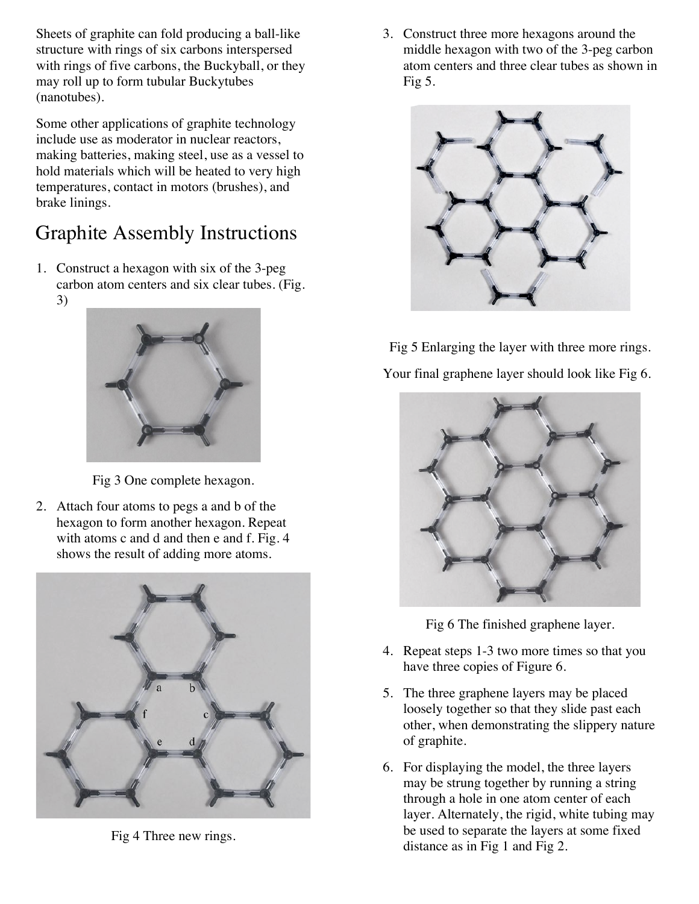Sheets of graphite can fold producing a ball-like structure with rings of six carbons interspersed with rings of five carbons, the Buckyball, or they may roll up to form tubular Buckytubes (nanotubes).

Some other applications of graphite technology include use as moderator in nuclear reactors, making batteries, making steel, use as a vessel to hold materials which will be heated to very high temperatures, contact in motors (brushes), and brake linings.

# Graphite Assembly Instructions

1. Construct a hexagon with six of the 3-peg carbon atom centers and six clear tubes. (Fig. 3)

Fig 3 One complete hexagon.

2. Attach four atoms to pegs a and b of the hexagon to form another hexagon. Repeat with atoms c and d and then e and f. Fig. 4 shows the result of adding more atoms.

a b f c e d

Fig 4 Three new rings.

3. Construct three more hexagons around the middle hexagon with two of the 3-peg carbon atom centers and three clear tubes as shown in Fig 5.

Fig 5 Enlarging the layer with three more rings.

Your final graphene layer should look like Fig 6.

Fig 6 The finished graphene layer.

4. Repeat steps 1-3 two more times so that you have three copies of Figure 6.
5. The three graphene layers may be placed loosely together so that they slide past each other, when demonstrating the slippery nature of graphite.
6. For displaying the model, the three layers may be strung together by running a string through a hole in one atom center of each layer. Alternately, the rigid, white tubing may be used to separate the layers at some fixed distance as in Fig 1 and Fig 2.